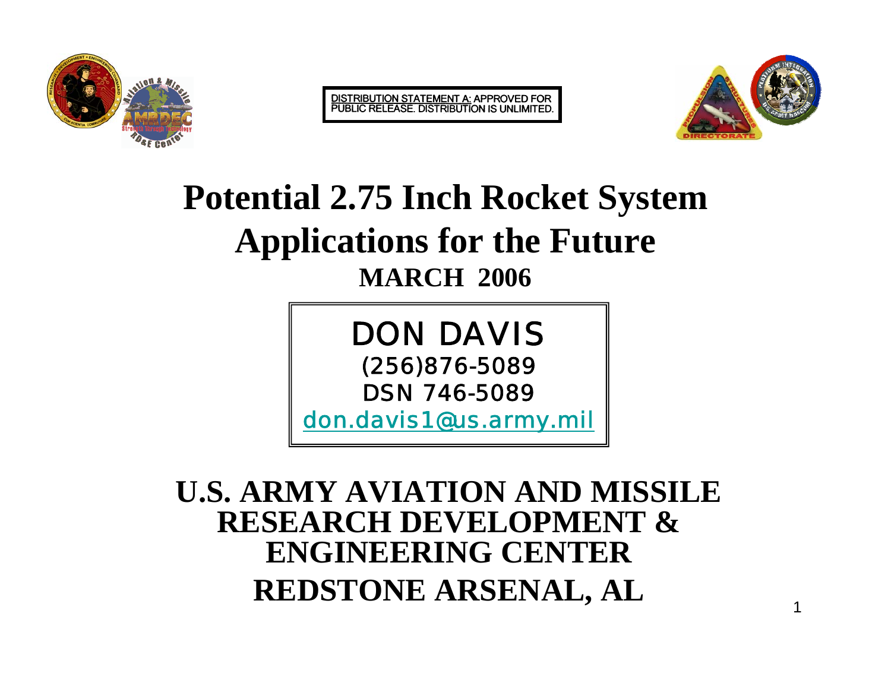DISTRIBUTION STATEMENT A: APPROVED FOR PUBLIC RELEASE. DISTRIBUTION IS UNLIMITED.

# Potential 2.75 Inch Rocket System Applications for the Future

**MARCH 2006**

DON DAVIS

(256)876-5089

DSN 746-5089

don.davis1@us.army.mil

**U.S. ARMY AVIATION AND MISSILE RESEARCH DEVELOPMENT & ENGINEERING CENTER**

**REDSTONE ARSENAL, AL**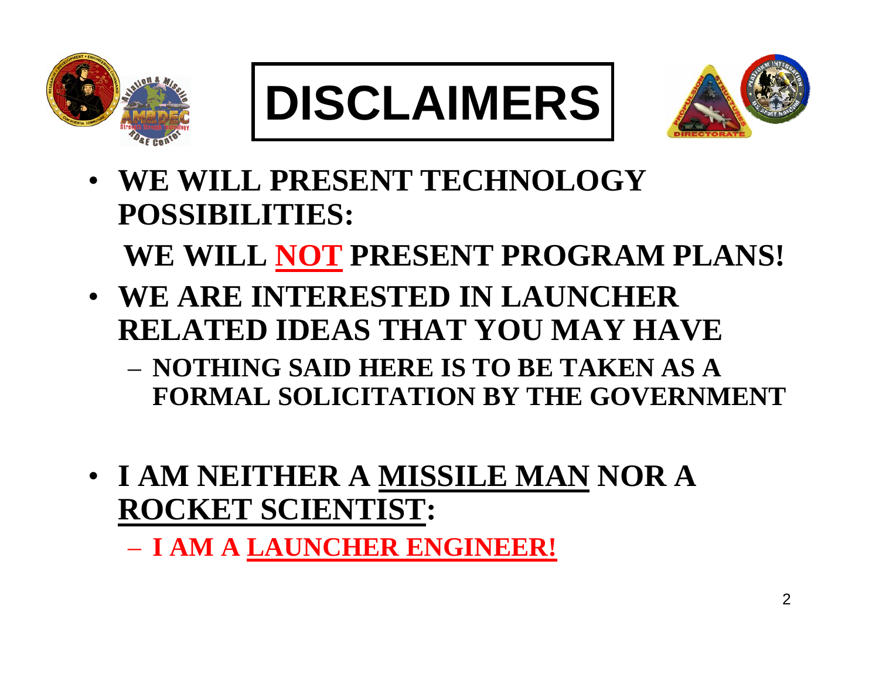# DISCLAIMERS

- **WE WILL PRESENT TECHNOLOGY POSSIBILITIES:**

  **WE WILL NOT PRESENT PROGRAM PLANS!**

- **WE ARE INTERESTED IN LAUNCHER RELATED IDEAS THAT YOU MAY HAVE**
  - **NOTHING SAID HERE IS TO BE TAKEN AS A FORMAL SOLICITATION BY THE GOVERNMENT**

- **I AM NEITHER A MISSILE MAN NOR A ROCKET SCIENTIST:**
  - **I AM A LAUNCHER ENGINEER!**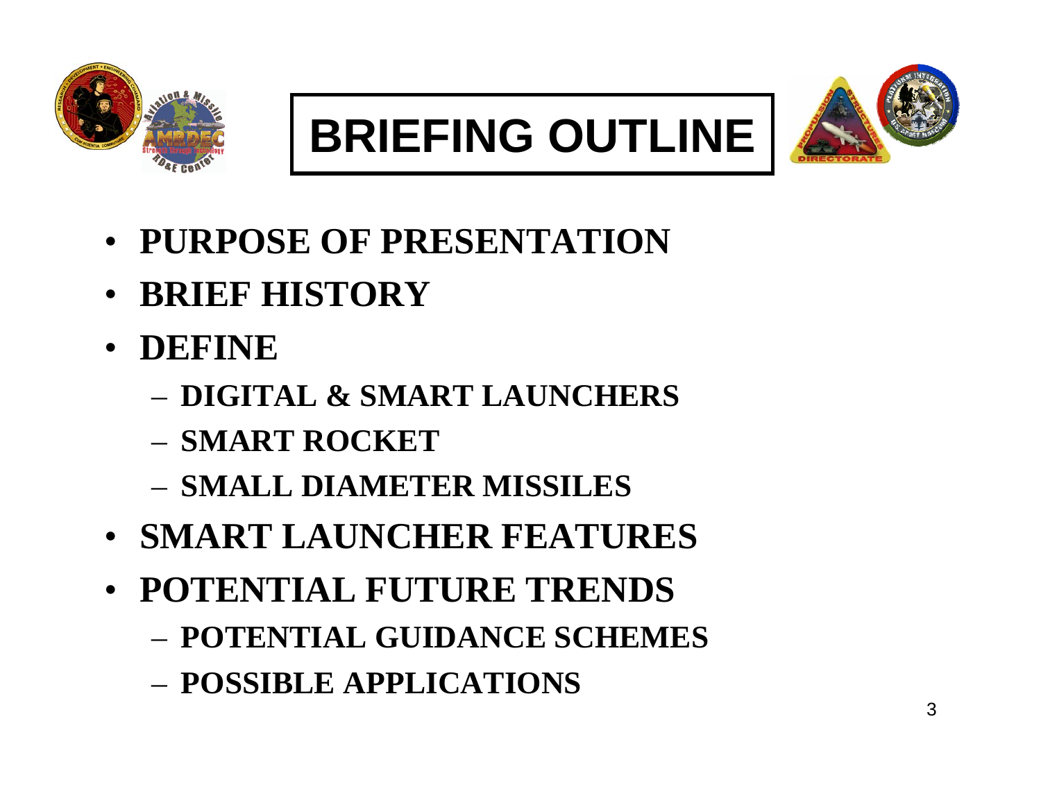# BRIEFING OUTLINE

- **PURPOSE OF PRESENTATION**
- **BRIEF HISTORY**
- **DEFINE**
  - **DIGITAL & SMART LAUNCHERS**
  - **SMART ROCKET**
  - **SMALL DIAMETER MISSILES**
- **SMART LAUNCHER FEATURES**
- **POTENTIAL FUTURE TRENDS**
  - **POTENTIAL GUIDANCE SCHEMES**
  - **POSSIBLE APPLICATIONS**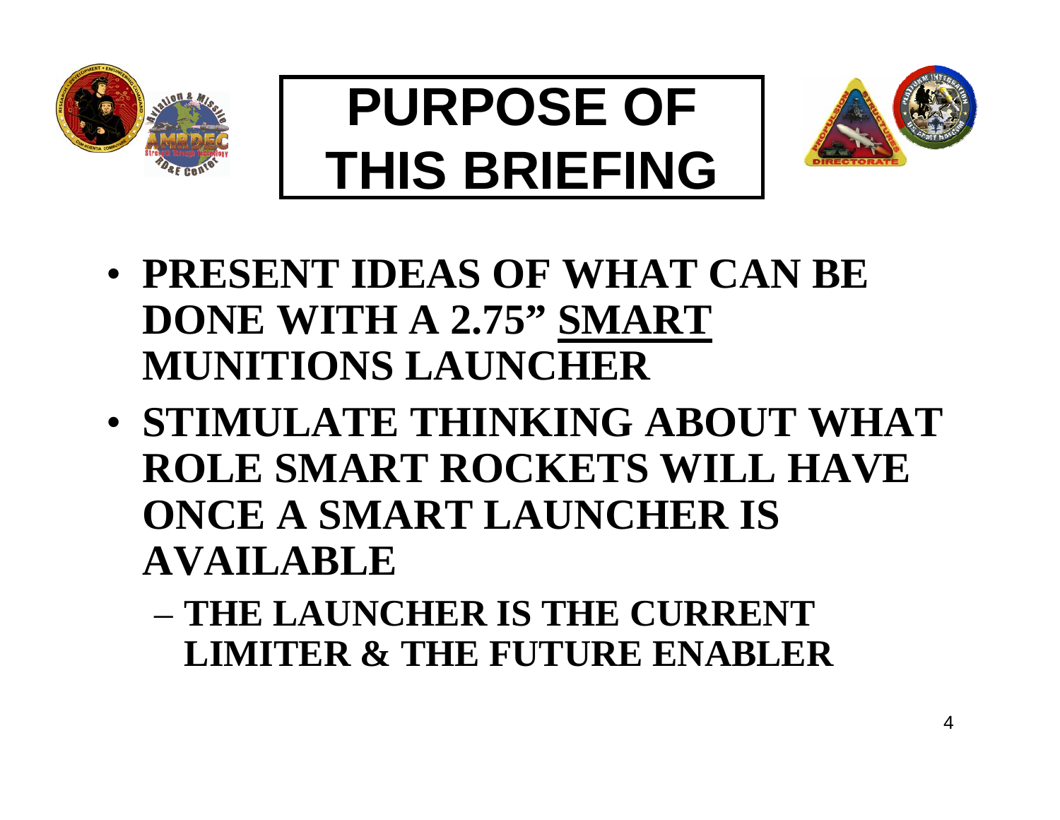# PURPOSE OF THIS BRIEFING

- **PRESENT IDEAS OF WHAT CAN BE DONE WITH A 2.75" SMART MUNITIONS LAUNCHER**
- **STIMULATE THINKING ABOUT WHAT ROLE SMART ROCKETS WILL HAVE ONCE A SMART LAUNCHER IS AVAILABLE**
  - **THE LAUNCHER IS THE CURRENT LIMITER & THE FUTURE ENABLER**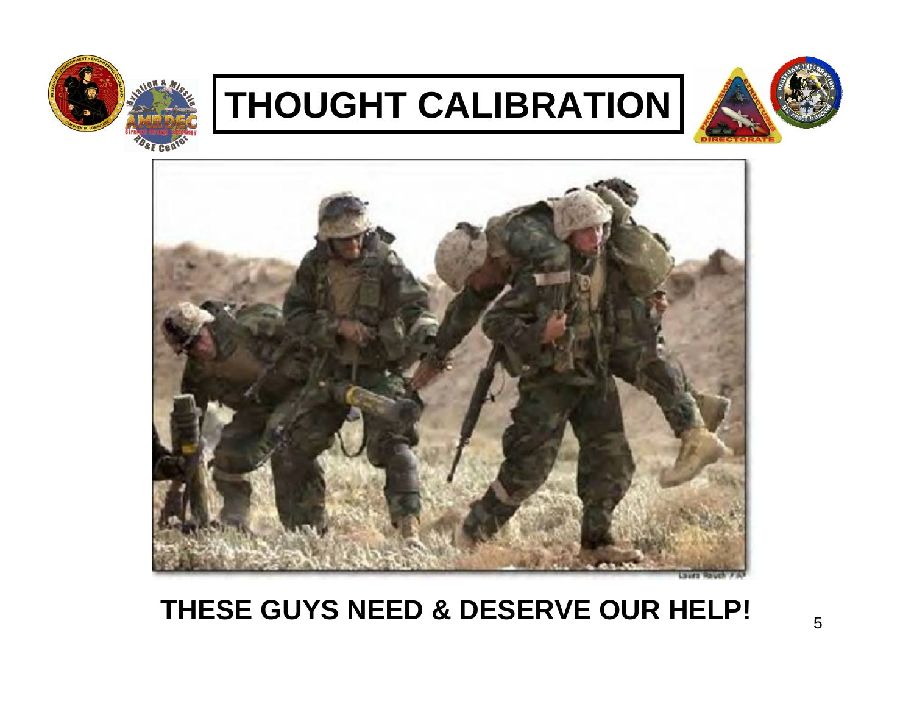# THOUGHT CALIBRATION

**THESE GUYS NEED & DESERVE OUR HELP!**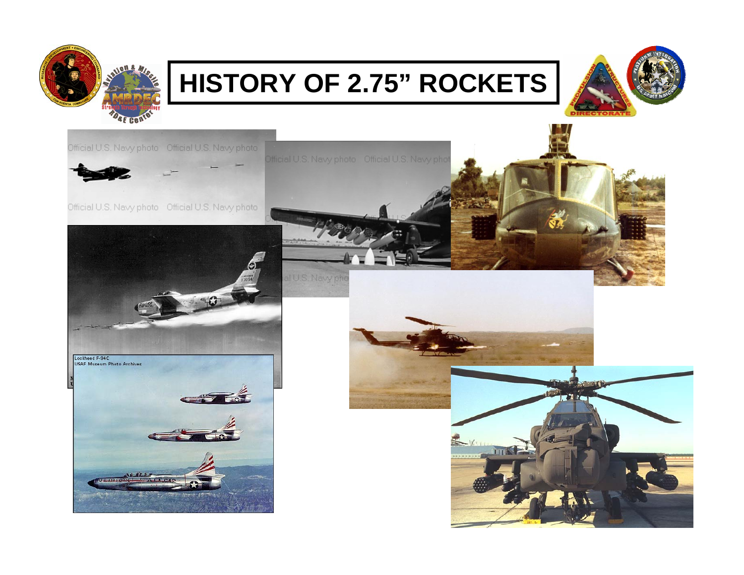# HISTORY OF 2.75" ROCKETS

Official U.S. Navy photo Official U.S. Navy photo

Official U.S. Navy photo Official U.S. Navy photo

Official U.S. Navy photo Official U.S. Navy photo

Lockheed F-94C
USAF Museum Photo Archives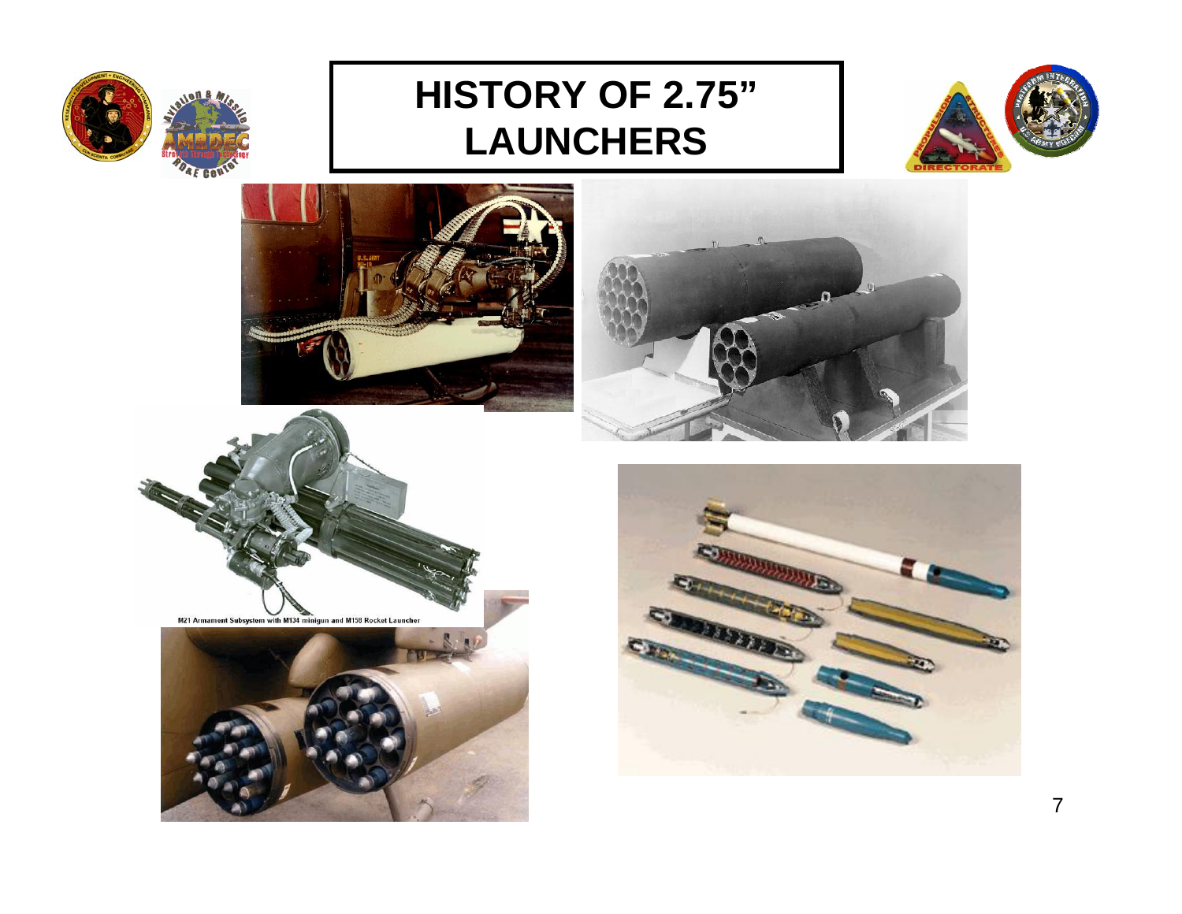# HISTORY OF 2.75" LAUNCHERS

M21 Armament Subsystem with M134 minigun and M158 Rocket Launcher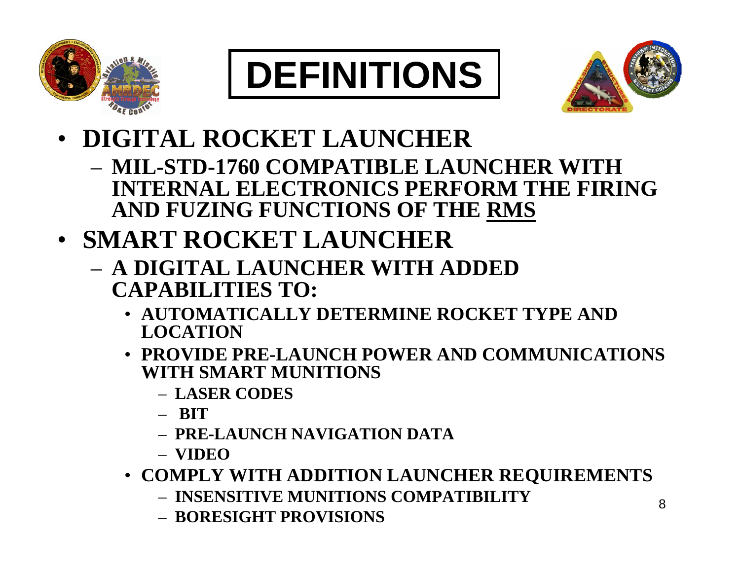# DEFINITIONS

- **DIGITAL ROCKET LAUNCHER**
  - **MIL-STD-1760 COMPATIBLE LAUNCHER WITH INTERNAL ELECTRONICS PERFORM THE FIRING AND FUZING FUNCTIONS OF THE <u>RMS</u>**
- **SMART ROCKET LAUNCHER**
  - **A DIGITAL LAUNCHER WITH ADDED CAPABILITIES TO:**
    - **AUTOMATICALLY DETERMINE ROCKET TYPE AND LOCATION**
    - **PROVIDE PRE-LAUNCH POWER AND COMMUNICATIONS WITH SMART MUNITIONS**
      - **LASER CODES**
      - **BIT**
      - **PRE-LAUNCH NAVIGATION DATA**
      - **VIDEO**
    - **COMPLY WITH ADDITION LAUNCHER REQUIREMENTS**
      - **INSENSITIVE MUNITIONS COMPATIBILITY**
      - **BORESIGHT PROVISIONS**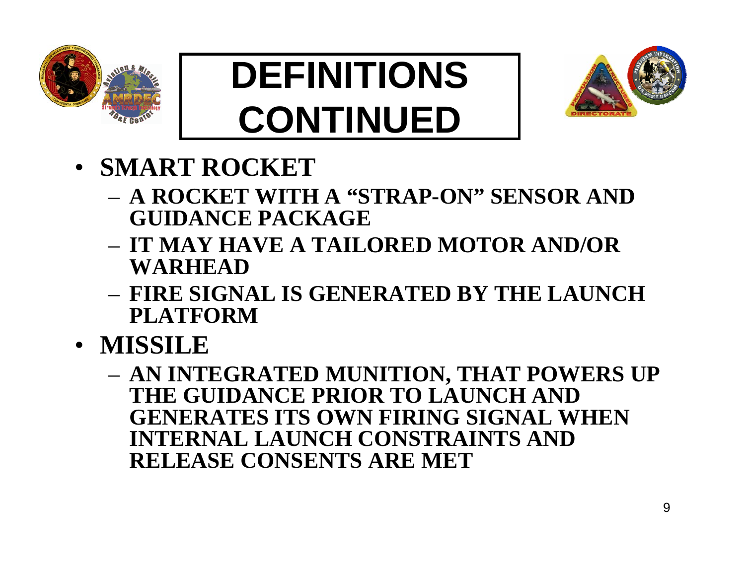# DEFINITIONS CONTINUED

- **SMART ROCKET**
  - **A ROCKET WITH A "STRAP-ON" SENSOR AND GUIDANCE PACKAGE**
  - **IT MAY HAVE A TAILORED MOTOR AND/OR WARHEAD**
  - **FIRE SIGNAL IS GENERATED BY THE LAUNCH PLATFORM**
- **MISSILE**
  - **AN INTEGRATED MUNITION, THAT POWERS UP THE GUIDANCE PRIOR TO LAUNCH AND GENERATES ITS OWN FIRING SIGNAL WHEN INTERNAL LAUNCH CONSTRAINTS AND RELEASE CONSENTS ARE MET**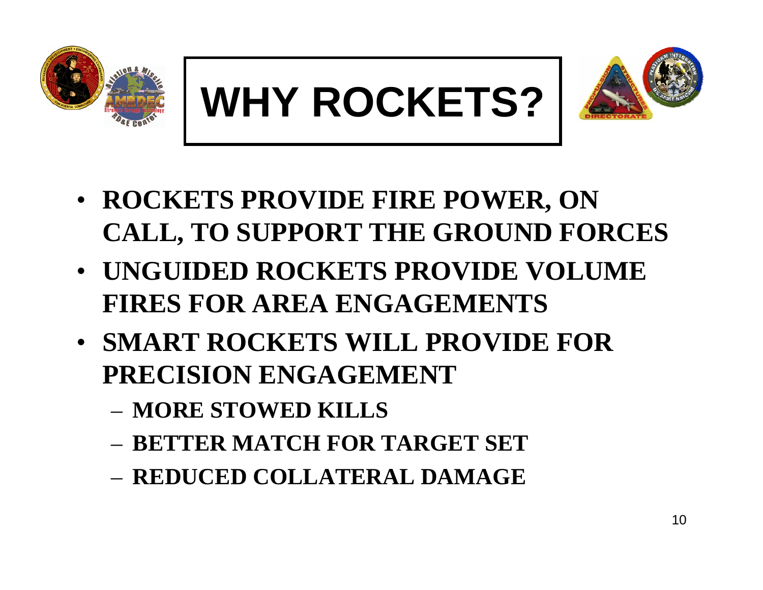# WHY ROCKETS?

- **ROCKETS PROVIDE FIRE POWER, ON CALL, TO SUPPORT THE GROUND FORCES**
- **UNGUIDED ROCKETS PROVIDE VOLUME FIRES FOR AREA ENGAGEMENTS**
- **SMART ROCKETS WILL PROVIDE FOR PRECISION ENGAGEMENT**
  - **MORE STOWED KILLS**
  - **BETTER MATCH FOR TARGET SET**
  - **REDUCED COLLATERAL DAMAGE**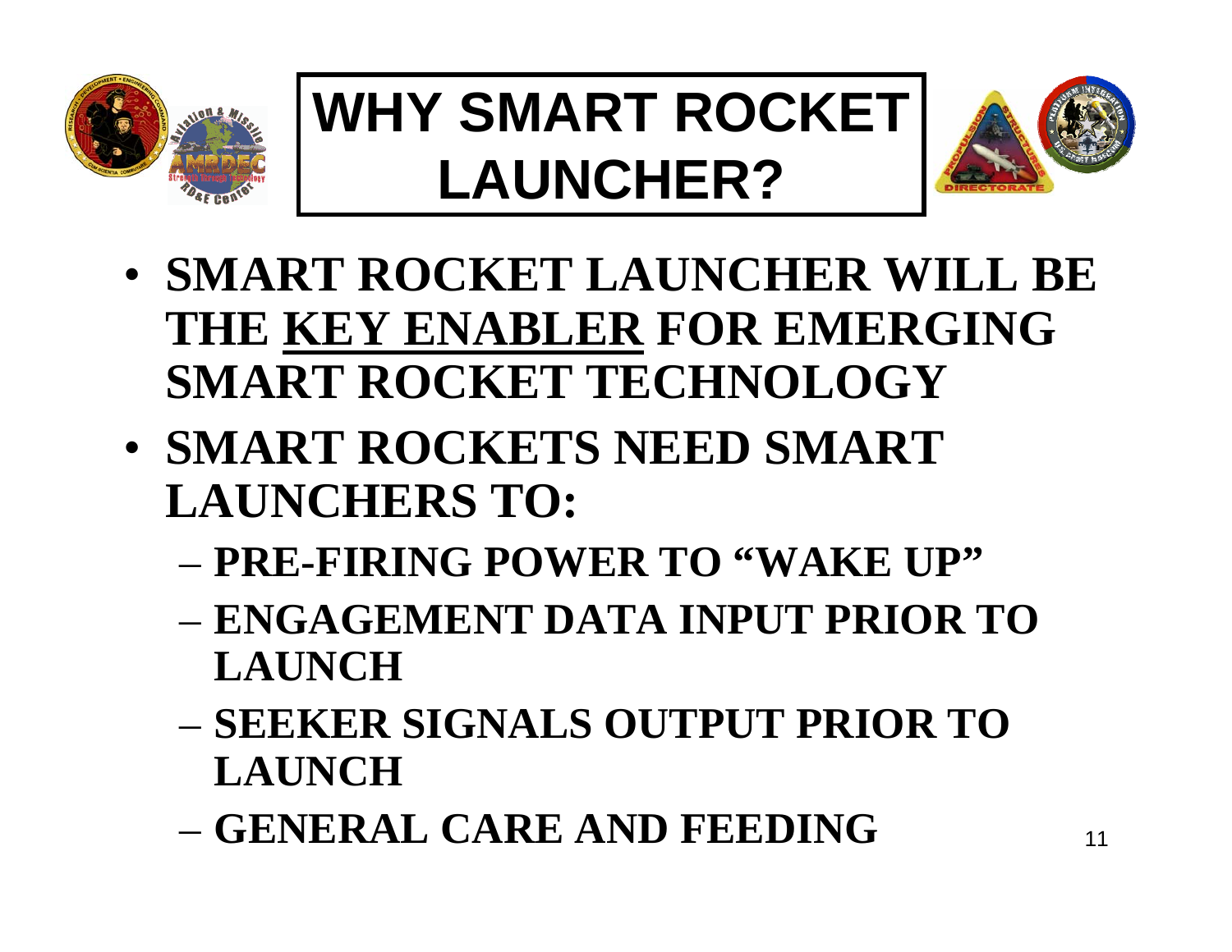# WHY SMART ROCKET LAUNCHER?

- **SMART ROCKET LAUNCHER WILL BE THE <u>KEY ENABLER</u> FOR EMERGING SMART ROCKET TECHNOLOGY**
- **SMART ROCKETS NEED SMART LAUNCHERS TO:**
  - **PRE-FIRING POWER TO "WAKE UP"**
  - **ENGAGEMENT DATA INPUT PRIOR TO LAUNCH**
  - **SEEKER SIGNALS OUTPUT PRIOR TO LAUNCH**
  - **GENERAL CARE AND FEEDING**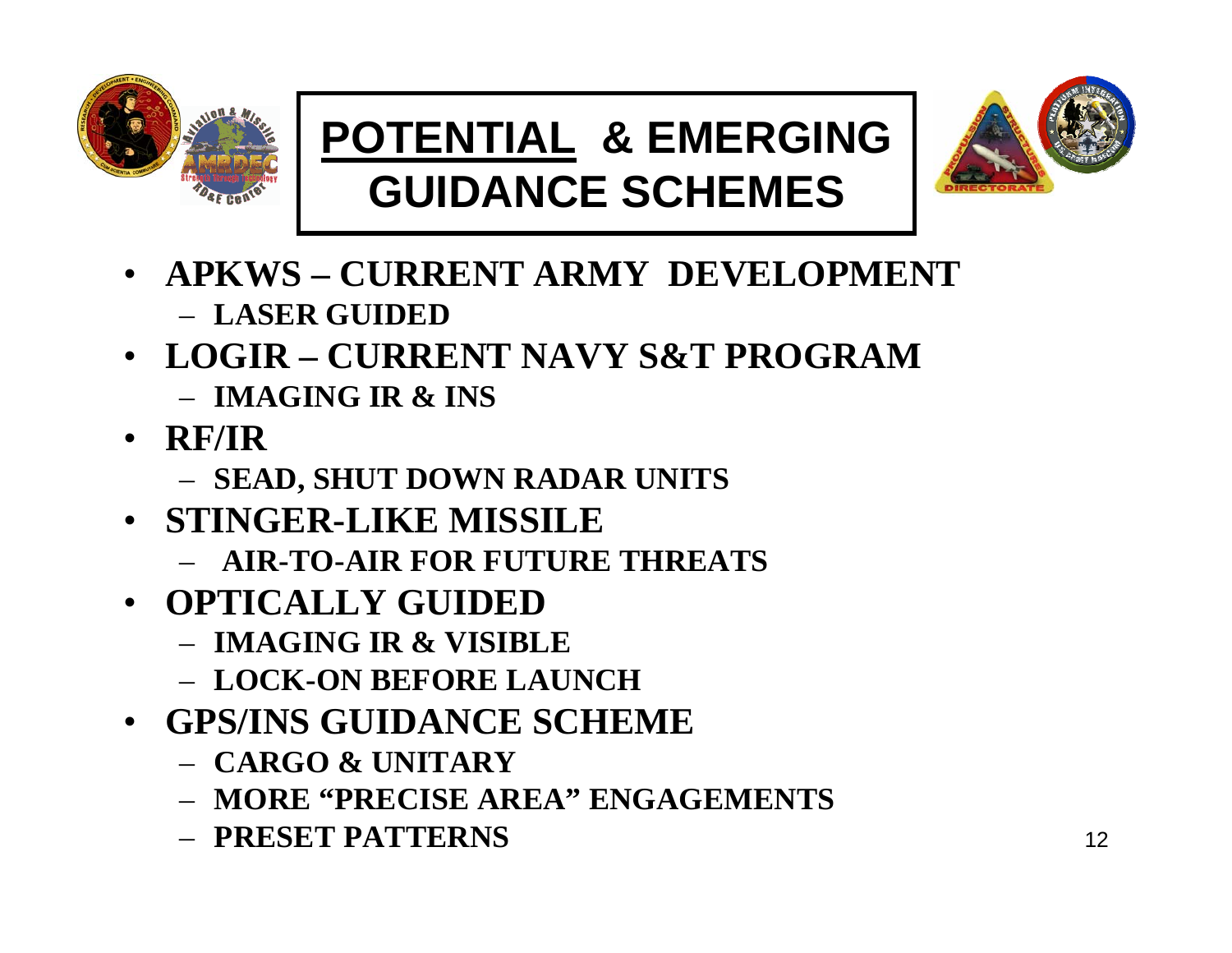# POTENTIAL & EMERGING GUIDANCE SCHEMES

- **APKWS – CURRENT ARMY DEVELOPMENT**
  - **LASER GUIDED**
- **LOGIR – CURRENT NAVY S&T PROGRAM**
  - **IMAGING IR & INS**
- **RF/IR**
  - **SEAD, SHUT DOWN RADAR UNITS**
- **STINGER-LIKE MISSILE**
  - **AIR-TO-AIR FOR FUTURE THREATS**
- **OPTICALLY GUIDED**
  - **IMAGING IR & VISIBLE**
  - **LOCK-ON BEFORE LAUNCH**
- **GPS/INS GUIDANCE SCHEME**
  - **CARGO & UNITARY**
  - **MORE "PRECISE AREA" ENGAGEMENTS**
  - **PRESET PATTERNS**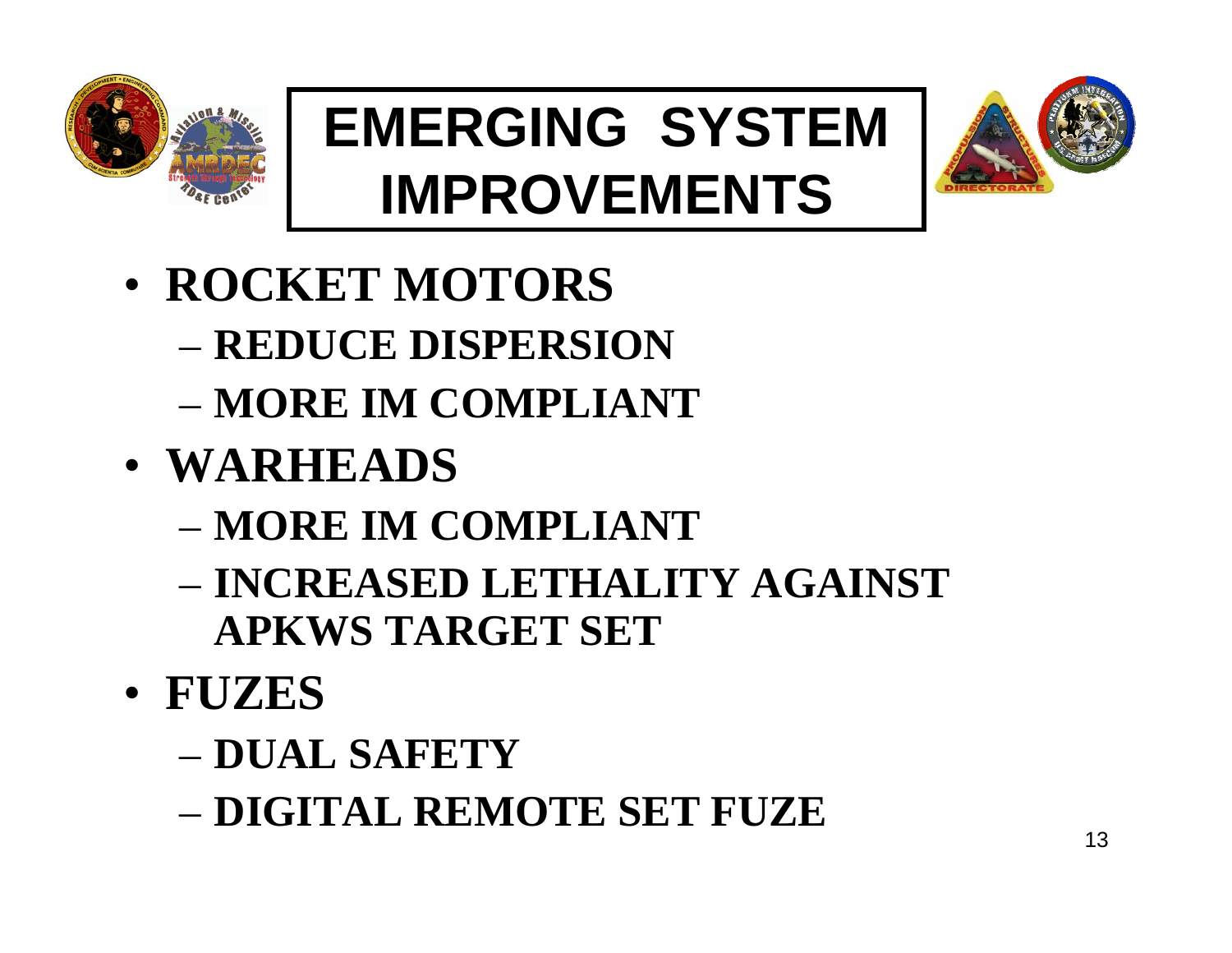# EMERGING SYSTEM IMPROVEMENTS

- **ROCKET MOTORS**
  - **REDUCE DISPERSION**
  - **MORE IM COMPLIANT**
- **WARHEADS**
  - **MORE IM COMPLIANT**
  - **INCREASED LETHALITY AGAINST APKWS TARGET SET**
- **FUZES**
  - **DUAL SAFETY**
  - **DIGITAL REMOTE SET FUZE**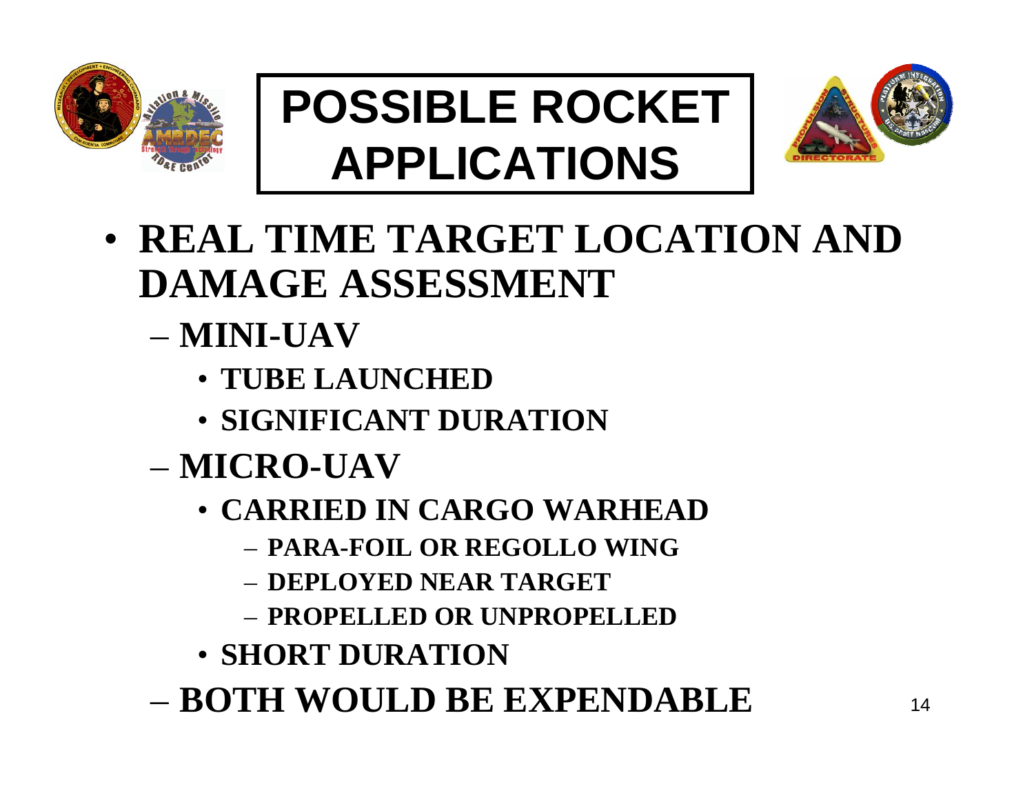# POSSIBLE ROCKET APPLICATIONS

- **REAL TIME TARGET LOCATION AND DAMAGE ASSESSMENT**
  - **MINI-UAV**
    - **TUBE LAUNCHED**
    - **SIGNIFICANT DURATION**
  - **MICRO-UAV**
    - **CARRIED IN CARGO WARHEAD**
      - **PARA-FOIL OR REGOLLO WING**
      - **DEPLOYED NEAR TARGET**
      - **PROPELLED OR UNPROPELLED**
    - **SHORT DURATION**
  - **BOTH WOULD BE EXPENDABLE**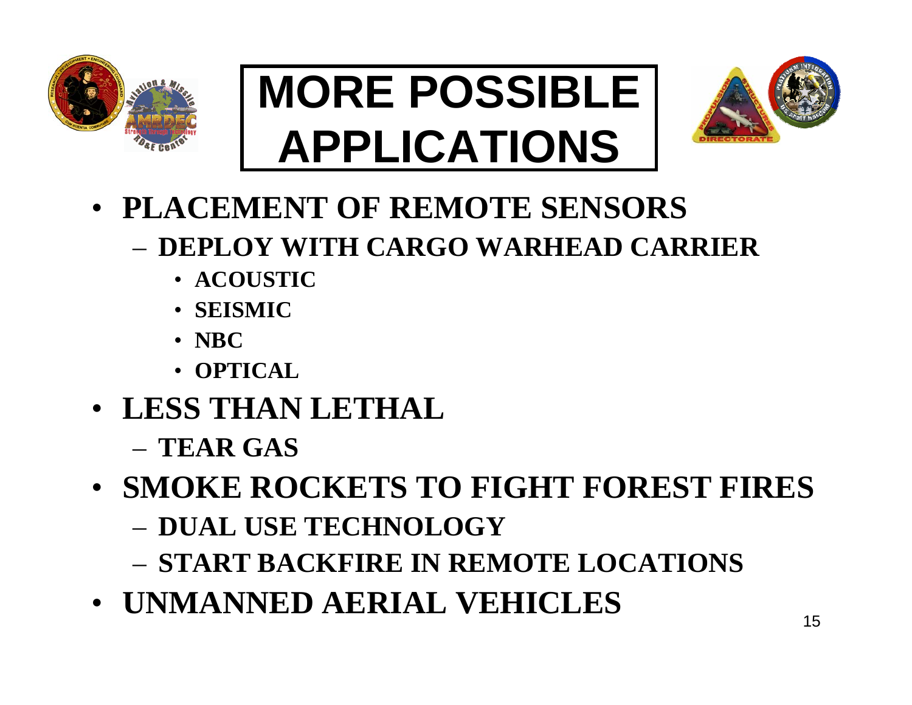# MORE POSSIBLE APPLICATIONS

- **PLACEMENT OF REMOTE SENSORS**
  - **DEPLOY WITH CARGO WARHEAD CARRIER**
    - **ACOUSTIC**
    - **SEISMIC**
    - **NBC**
    - **OPTICAL**
- **LESS THAN LETHAL**
  - **TEAR GAS**
- **SMOKE ROCKETS TO FIGHT FOREST FIRES**
  - **DUAL USE TECHNOLOGY**
  - **START BACKFIRE IN REMOTE LOCATIONS**
- **UNMANNED AERIAL VEHICLES**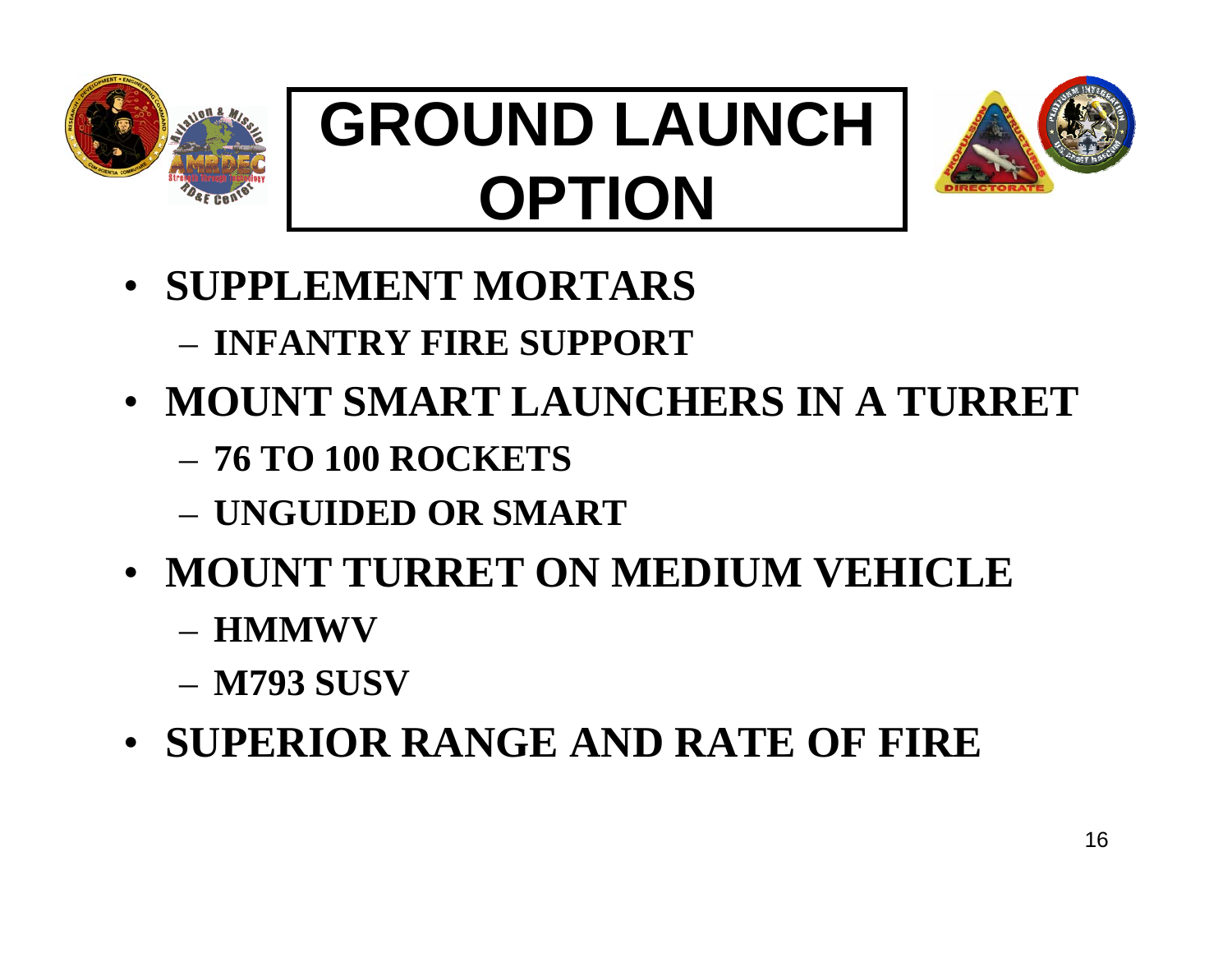# GROUND LAUNCH OPTION

- **SUPPLEMENT MORTARS**
  - **INFANTRY FIRE SUPPORT**
- **MOUNT SMART LAUNCHERS IN A TURRET**
  - **76 TO 100 ROCKETS**
  - **UNGUIDED OR SMART**
- **MOUNT TURRET ON MEDIUM VEHICLE**
  - **HMMWV**
  - **M793 SUSV**
- **SUPERIOR RANGE AND RATE OF FIRE**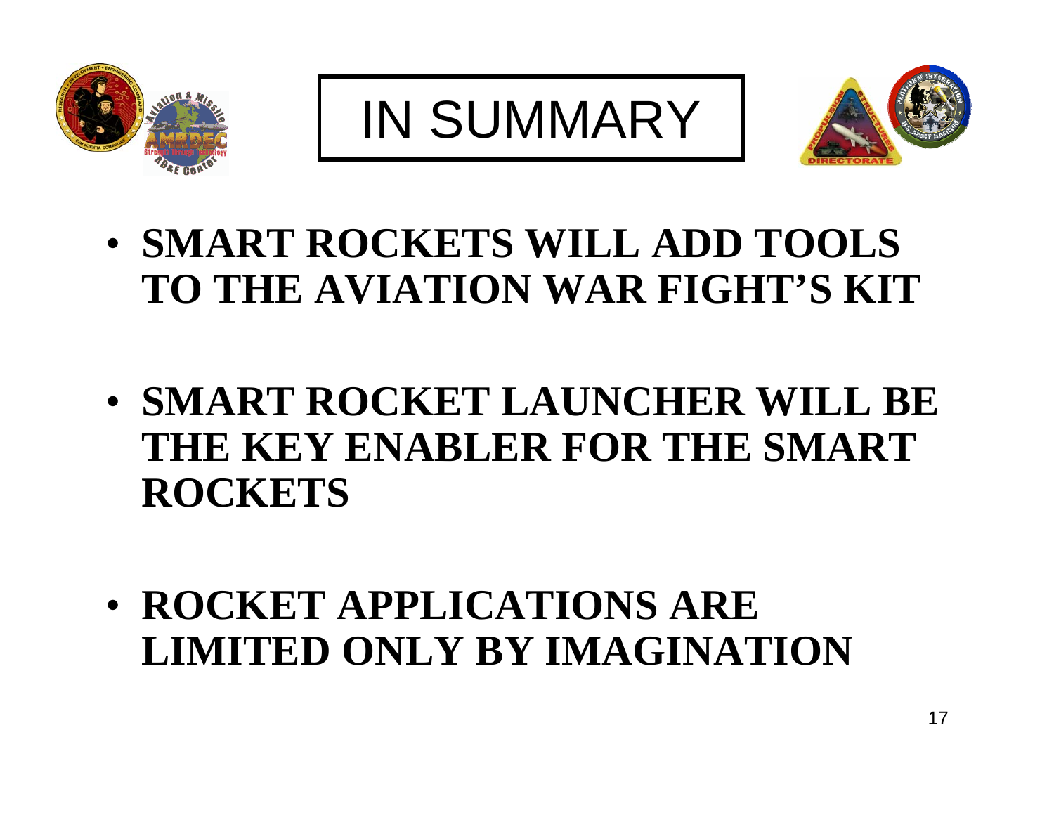# IN SUMMARY

- **SMART ROCKETS WILL ADD TOOLS TO THE AVIATION WAR FIGHT'S KIT**

- **SMART ROCKET LAUNCHER WILL BE THE KEY ENABLER FOR THE SMART ROCKETS**

- **ROCKET APPLICATIONS ARE LIMITED ONLY BY IMAGINATION**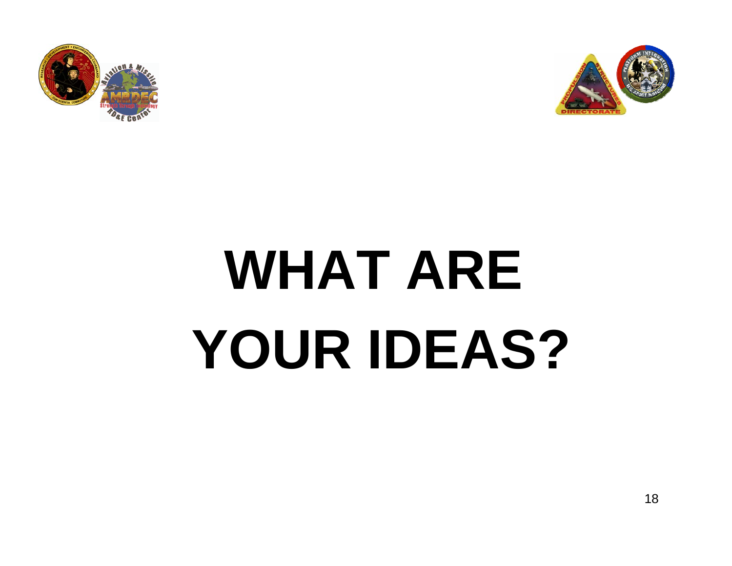# WHAT ARE YOUR IDEAS?